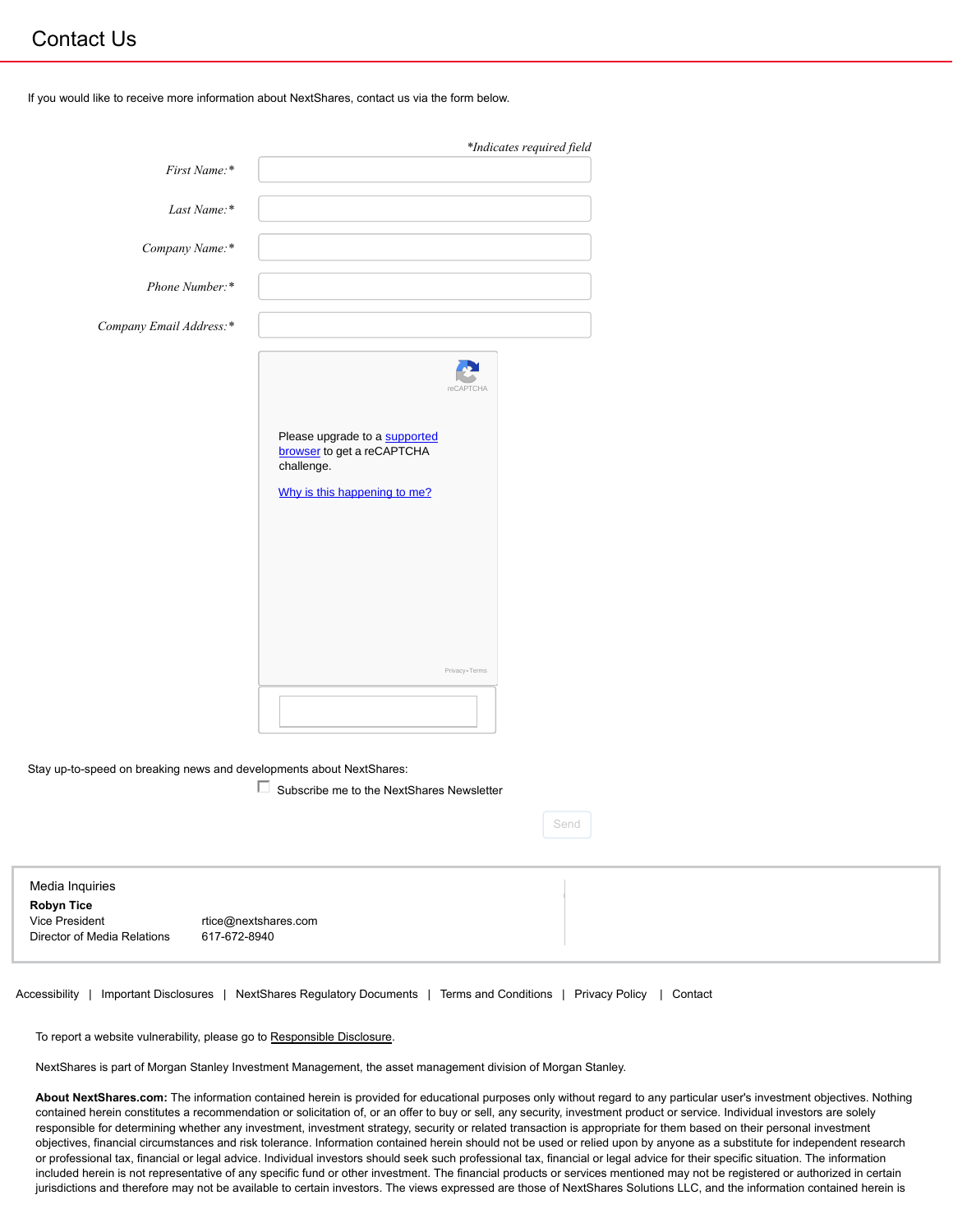# Contact Us

If you would like to receive more information about NextShares, contact us via the form below.

*\*Indicates required field*

*First Name:\**

*Last Name:\**

*Company Name:\**

*Phone Number:\**

*Company Email Address:\**

reCAPTCHA

Please upgrade to a supported browser to get a reCAPTCHA challenge.

Why is this happening to me?

Privacy • Terms

Stay up-to-speed on breaking news and developments about NextShares:

☐ Subscribe me to the NextShares Newsletter

Send

Media Inquiries

**Robyn Tice**

| | |
|---|---|
| Vice President | rtice@nextshares.com |
| Director of Media Relations | 617-672-8940 |

Accessibility | Important Disclosures | NextShares Regulatory Documents | Terms and Conditions | Privacy Policy | Contact

To report a website vulnerability, please go to Responsible Disclosure.

NextShares is part of Morgan Stanley Investment Management, the asset management division of Morgan Stanley.

**About NextShares.com:** The information contained herein is provided for educational purposes only without regard to any particular user's investment objectives. Nothing contained herein constitutes a recommendation or solicitation of, or an offer to buy or sell, any security, investment product or service. Individual investors are solely responsible for determining whether any investment, investment strategy, security or related transaction is appropriate for them based on their personal investment objectives, financial circumstances and risk tolerance. Information contained herein should not be used or relied upon by anyone as a substitute for independent research or professional tax, financial or legal advice. Individual investors should seek such professional tax, financial or legal advice for their specific situation. The information included herein is not representative of any specific fund or other investment. The financial products or services mentioned may not be registered or authorized in certain jurisdictions and therefore may not be available to certain investors. The views expressed are those of NextShares Solutions LLC, and the information contained herein is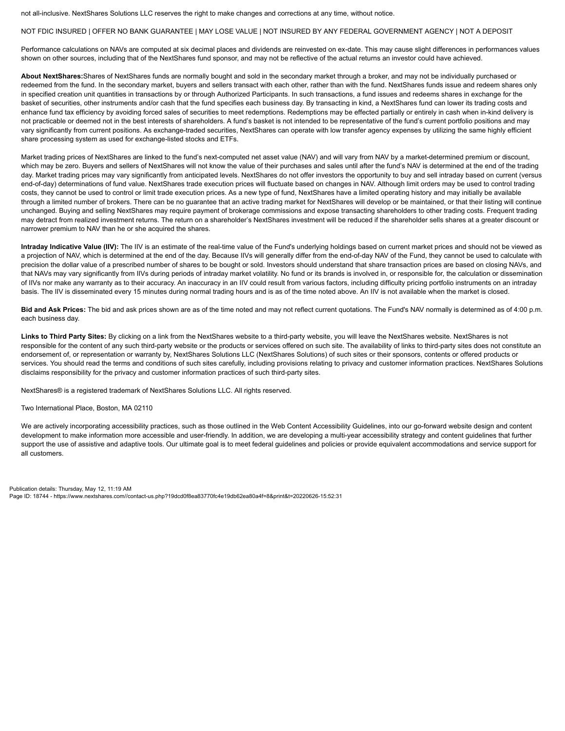not all-inclusive. NextShares Solutions LLC reserves the right to make changes and corrections at any time, without notice.

NOT FDIC INSURED | OFFER NO BANK GUARANTEE | MAY LOSE VALUE | NOT INSURED BY ANY FEDERAL GOVERNMENT AGENCY | NOT A DEPOSIT

Performance calculations on NAVs are computed at six decimal places and dividends are reinvested on ex-date. This may cause slight differences in performances values shown on other sources, including that of the NextShares fund sponsor, and may not be reflective of the actual returns an investor could have achieved.

**About NextShares:**Shares of NextShares funds are normally bought and sold in the secondary market through a broker, and may not be individually purchased or redeemed from the fund. In the secondary market, buyers and sellers transact with each other, rather than with the fund. NextShares funds issue and redeem shares only in specified creation unit quantities in transactions by or through Authorized Participants. In such transactions, a fund issues and redeems shares in exchange for the basket of securities, other instruments and/or cash that the fund specifies each business day. By transacting in kind, a NextShares fund can lower its trading costs and enhance fund tax efficiency by avoiding forced sales of securities to meet redemptions. Redemptions may be effected partially or entirely in cash when in-kind delivery is not practicable or deemed not in the best interests of shareholders. A fund's basket is not intended to be representative of the fund's current portfolio positions and may vary significantly from current positions. As exchange-traded securities, NextShares can operate with low transfer agency expenses by utilizing the same highly efficient share processing system as used for exchange-listed stocks and ETFs.

Market trading prices of NextShares are linked to the fund's next-computed net asset value (NAV) and will vary from NAV by a market-determined premium or discount, which may be zero. Buyers and sellers of NextShares will not know the value of their purchases and sales until after the fund's NAV is determined at the end of the trading day. Market trading prices may vary significantly from anticipated levels. NextShares do not offer investors the opportunity to buy and sell intraday based on current (versus end-of-day) determinations of fund value. NextShares trade execution prices will fluctuate based on changes in NAV. Although limit orders may be used to control trading costs, they cannot be used to control or limit trade execution prices. As a new type of fund, NextShares have a limited operating history and may initially be available through a limited number of brokers. There can be no guarantee that an active trading market for NextShares will develop or be maintained, or that their listing will continue unchanged. Buying and selling NextShares may require payment of brokerage commissions and expose transacting shareholders to other trading costs. Frequent trading may detract from realized investment returns. The return on a shareholder's NextShares investment will be reduced if the shareholder sells shares at a greater discount or narrower premium to NAV than he or she acquired the shares.

**Intraday Indicative Value (IIV):** The IIV is an estimate of the real-time value of the Fund's underlying holdings based on current market prices and should not be viewed as a projection of NAV, which is determined at the end of the day. Because IIVs will generally differ from the end-of-day NAV of the Fund, they cannot be used to calculate with precision the dollar value of a prescribed number of shares to be bought or sold. Investors should understand that share transaction prices are based on closing NAVs, and that NAVs may vary significantly from IIVs during periods of intraday market volatility. No fund or its brands is involved in, or responsible for, the calculation or dissemination of IIVs nor make any warranty as to their accuracy. An inaccuracy in an IIV could result from various factors, including difficulty pricing portfolio instruments on an intraday basis. The IIV is disseminated every 15 minutes during normal trading hours and is as of the time noted above. An IIV is not available when the market is closed.

**Bid and Ask Prices:** The bid and ask prices shown are as of the time noted and may not reflect current quotations. The Fund's NAV normally is determined as of 4:00 p.m. each business day.

**Links to Third Party Sites:** By clicking on a link from the NextShares website to a third-party website, you will leave the NextShares website. NextShares is not responsible for the content of any such third-party website or the products or services offered on such site. The availability of links to third-party sites does not constitute an endorsement of, or representation or warranty by, NextShares Solutions LLC (NextShares Solutions) of such sites or their sponsors, contents or offered products or services. You should read the terms and conditions of such sites carefully, including provisions relating to privacy and customer information practices. NextShares Solutions disclaims responsibility for the privacy and customer information practices of such third-party sites.

NextShares® is a registered trademark of NextShares Solutions LLC. All rights reserved.

Two International Place, Boston, MA 02110

We are actively incorporating accessibility practices, such as those outlined in the Web Content Accessibility Guidelines, into our go-forward website design and content development to make information more accessible and user-friendly. In addition, we are developing a multi-year accessibility strategy and content guidelines that further support the use of assistive and adaptive tools. Our ultimate goal is to meet federal guidelines and policies or provide equivalent accommodations and service support for all customers.

Publication details: Thursday, May 12, 11:19 AM
Page ID: 18744 - https://www.nextshares.com//contact-us.php?19dcd0f8ea83770fc4e19db62ea80a4f=8&print&t=20220626-15:52:31